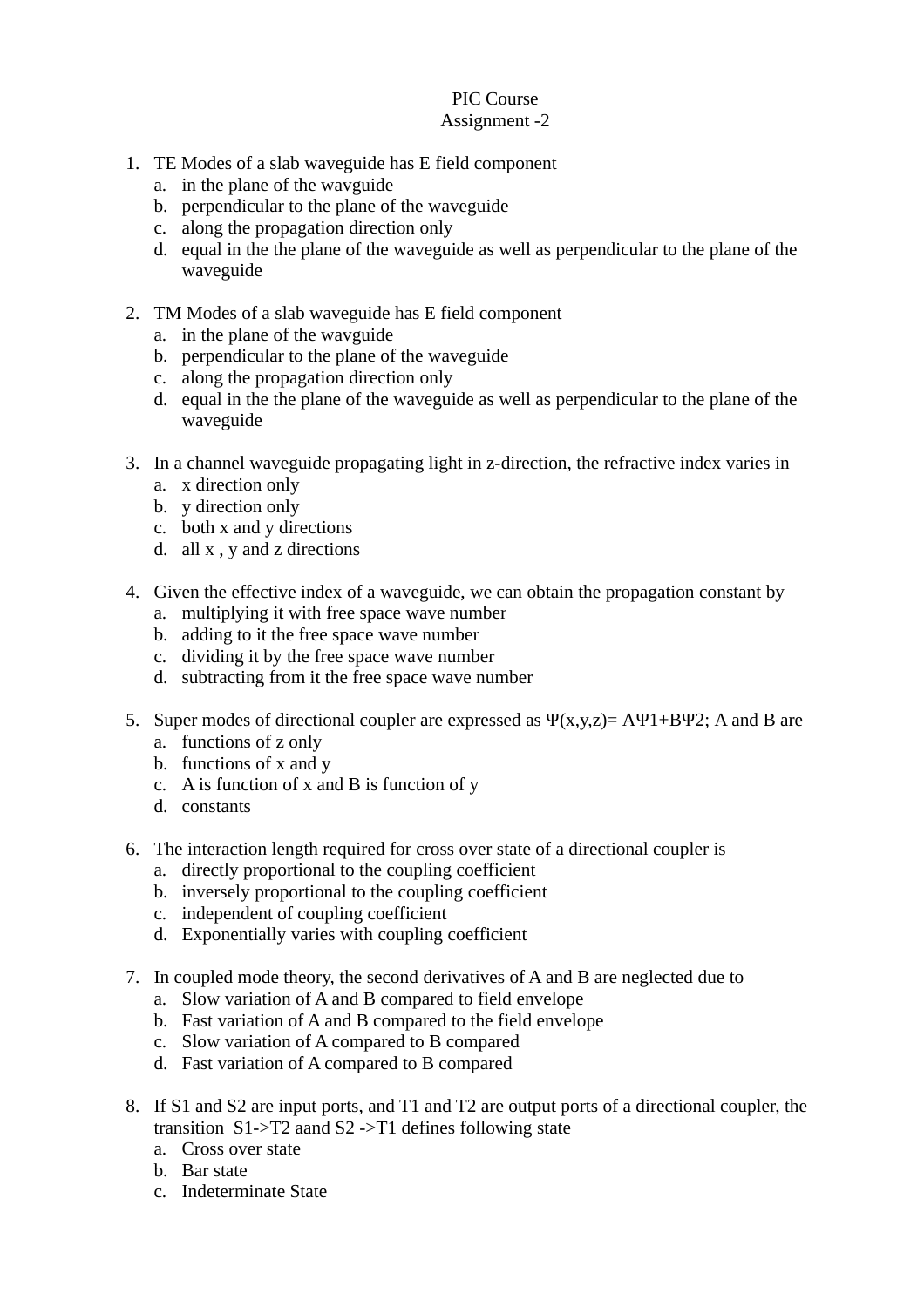PIC Course
Assignment -2

1. TE Modes of a slab waveguide has E field component
   a. in the plane of the wavguide
   b. perpendicular to the plane of the waveguide
   c. along the propagation direction only
   d. equal in the the plane of the waveguide as well as perpendicular to the plane of the waveguide

2. TM Modes of a slab waveguide has E field component
   a. in the plane of the wavguide
   b. perpendicular to the plane of the waveguide
   c. along the propagation direction only
   d. equal in the the plane of the waveguide as well as perpendicular to the plane of the waveguide

3. In a channel waveguide propagating light in z-direction, the refractive index varies in
   a. x direction only
   b. y direction only
   c. both x and y directions
   d. all x , y and z directions

4. Given the effective index of a waveguide, we can obtain the propagation constant by
   a. multiplying it with free space wave number
   b. adding to it the free space wave number
   c. dividing it by the free space wave number
   d. subtracting from it the free space wave number

5. Super modes of directional coupler are expressed as $\Psi(x,y,z)= A\Psi_1+B\Psi_2$; A and B are
   a. functions of z only
   b. functions of x and y
   c. A is function of x and B is function of y
   d. constants

6. The interaction length required for cross over state of a directional coupler is
   a. directly proportional to the coupling coefficient
   b. inversely proportional to the coupling coefficient
   c. independent of coupling coefficient
   d. Exponentially varies with coupling coefficient

7. In coupled mode theory, the second derivatives of A and B are neglected due to
   a. Slow variation of A and B compared to field envelope
   b. Fast variation of A and B compared to the field envelope
   c. Slow variation of A compared to B compared
   d. Fast variation of A compared to B compared

8. If S1 and S2 are input ports, and T1 and T2 are output ports of a directional coupler, the transition S1->T2 aand S2 ->T1 defines following state
   a. Cross over state
   b. Bar state
   c. Indeterminate State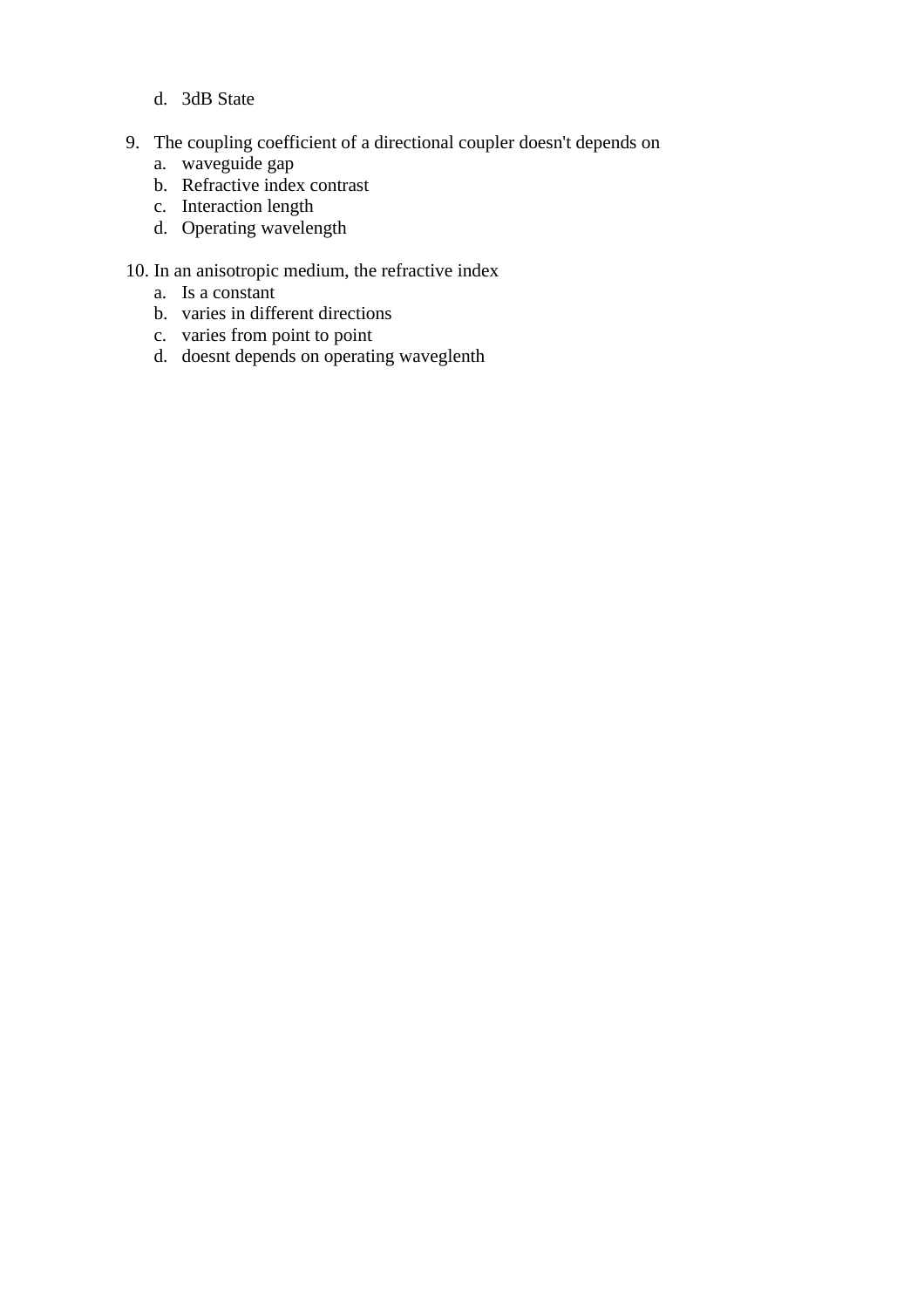d. 3dB State

9. The coupling coefficient of a directional coupler doesn't depends on
   a. waveguide gap
   b. Refractive index contrast
   c. Interaction length
   d. Operating wavelength

10. In an anisotropic medium, the refractive index
    a. Is a constant
    b. varies in different directions
    c. varies from point to point
    d. doesnt depends on operating waveglenth